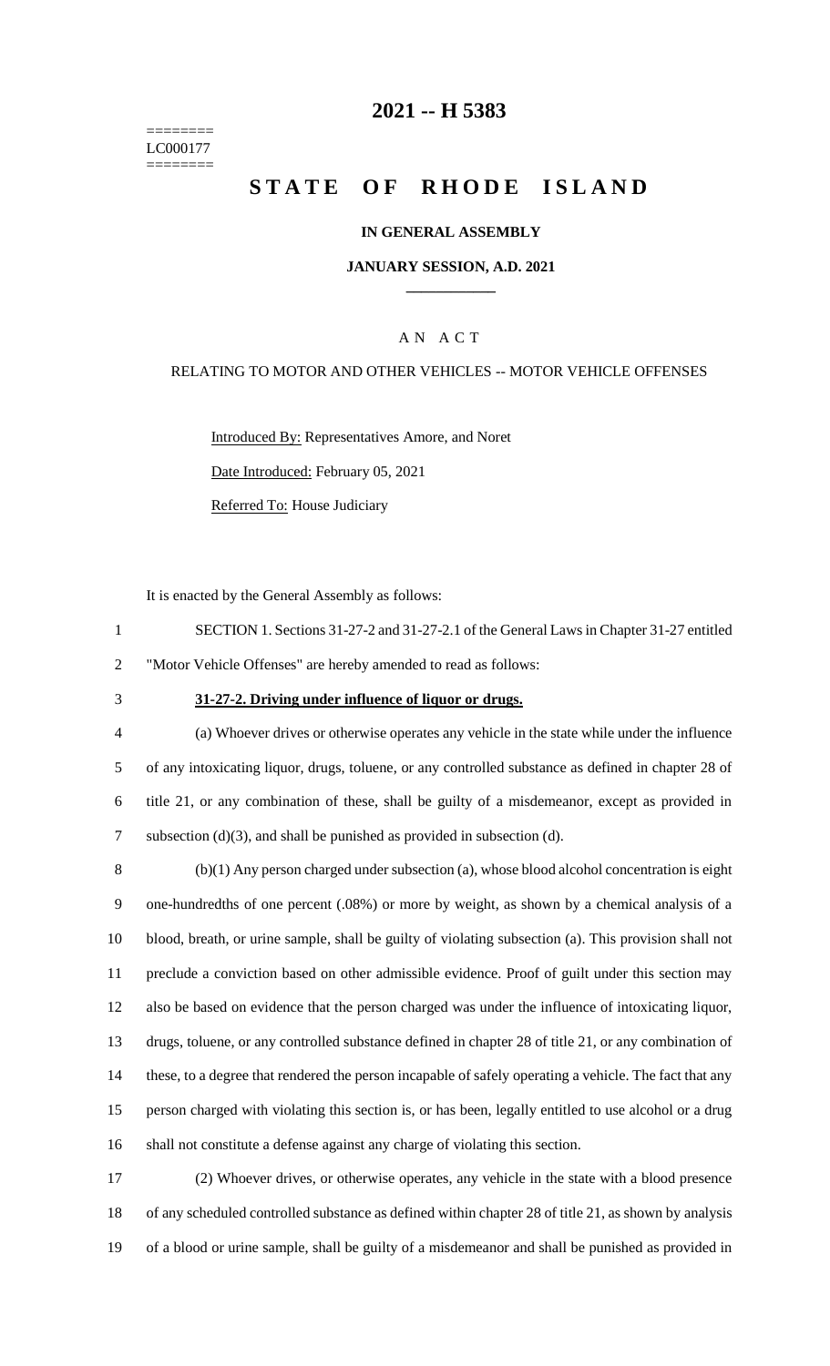========
LC000177
========

# 2021 -- H 5383

# STATE OF RHODE ISLAND

### IN GENERAL ASSEMBLY

### JANUARY SESSION, A.D. 2021

## AN ACT

RELATING TO MOTOR AND OTHER VEHICLES -- MOTOR VEHICLE OFFENSES

Introduced By: Representatives Amore, and Noret

Date Introduced: February 05, 2021

Referred To: House Judiciary

It is enacted by the General Assembly as follows:

SECTION 1. Sections 31-27-2 and 31-27-2.1 of the General Laws in Chapter 31-27 entitled "Motor Vehicle Offenses" are hereby amended to read as follows:

**31-27-2. Driving under influence of liquor or drugs.**

(a) Whoever drives or otherwise operates any vehicle in the state while under the influence of any intoxicating liquor, drugs, toluene, or any controlled substance as defined in chapter 28 of title 21, or any combination of these, shall be guilty of a misdemeanor, except as provided in subsection (d)(3), and shall be punished as provided in subsection (d).

(b)(1) Any person charged under subsection (a), whose blood alcohol concentration is eight one-hundredths of one percent (.08%) or more by weight, as shown by a chemical analysis of a blood, breath, or urine sample, shall be guilty of violating subsection (a). This provision shall not preclude a conviction based on other admissible evidence. Proof of guilt under this section may also be based on evidence that the person charged was under the influence of intoxicating liquor, drugs, toluene, or any controlled substance defined in chapter 28 of title 21, or any combination of these, to a degree that rendered the person incapable of safely operating a vehicle. The fact that any person charged with violating this section is, or has been, legally entitled to use alcohol or a drug shall not constitute a defense against any charge of violating this section.

(2) Whoever drives, or otherwise operates, any vehicle in the state with a blood presence of any scheduled controlled substance as defined within chapter 28 of title 21, as shown by analysis of a blood or urine sample, shall be guilty of a misdemeanor and shall be punished as provided in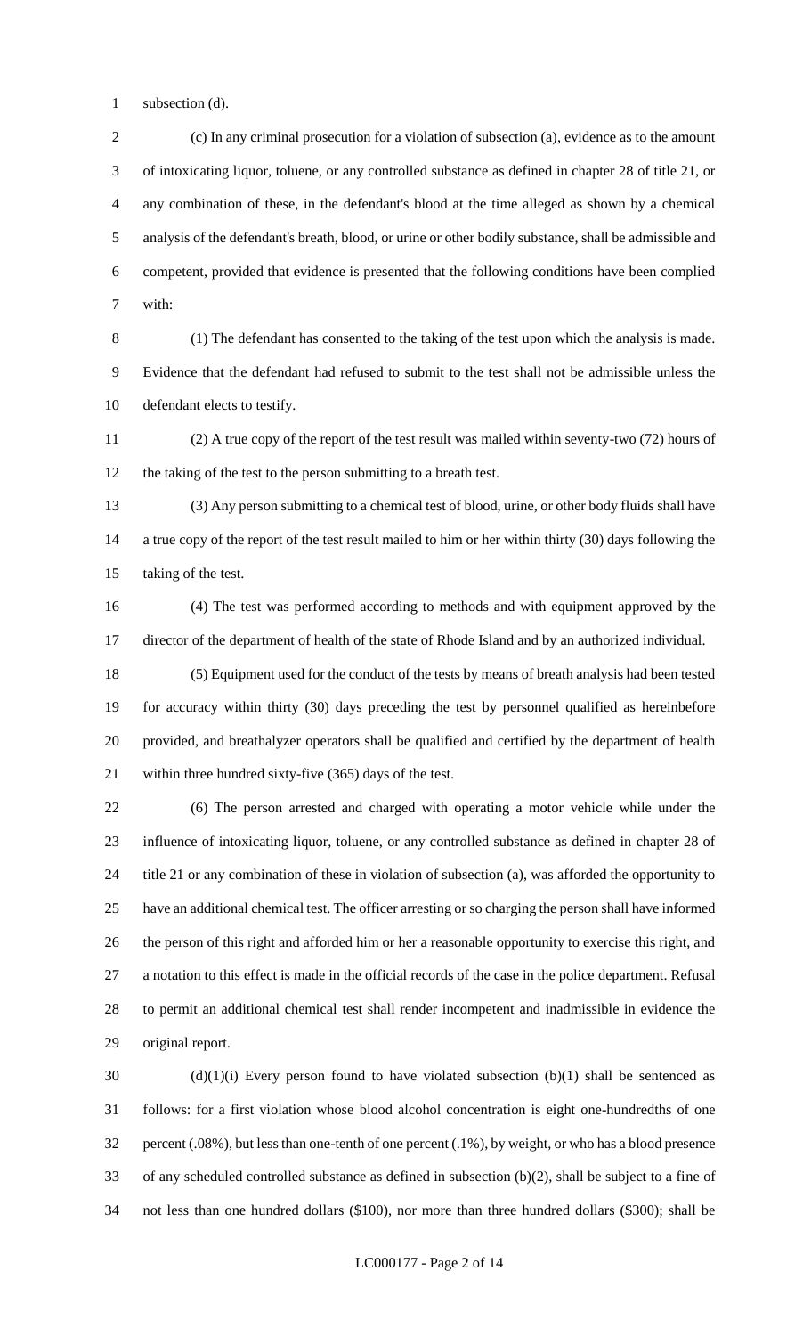subsection (d).

(c) In any criminal prosecution for a violation of subsection (a), evidence as to the amount of intoxicating liquor, toluene, or any controlled substance as defined in chapter 28 of title 21, or any combination of these, in the defendant's blood at the time alleged as shown by a chemical analysis of the defendant's breath, blood, or urine or other bodily substance, shall be admissible and competent, provided that evidence is presented that the following conditions have been complied with:

(1) The defendant has consented to the taking of the test upon which the analysis is made. Evidence that the defendant had refused to submit to the test shall not be admissible unless the defendant elects to testify.

(2) A true copy of the report of the test result was mailed within seventy-two (72) hours of the taking of the test to the person submitting to a breath test.

(3) Any person submitting to a chemical test of blood, urine, or other body fluids shall have a true copy of the report of the test result mailed to him or her within thirty (30) days following the taking of the test.

(4) The test was performed according to methods and with equipment approved by the director of the department of health of the state of Rhode Island and by an authorized individual.

(5) Equipment used for the conduct of the tests by means of breath analysis had been tested for accuracy within thirty (30) days preceding the test by personnel qualified as hereinbefore provided, and breathalyzer operators shall be qualified and certified by the department of health within three hundred sixty-five (365) days of the test.

(6) The person arrested and charged with operating a motor vehicle while under the influence of intoxicating liquor, toluene, or any controlled substance as defined in chapter 28 of title 21 or any combination of these in violation of subsection (a), was afforded the opportunity to have an additional chemical test. The officer arresting or so charging the person shall have informed the person of this right and afforded him or her a reasonable opportunity to exercise this right, and a notation to this effect is made in the official records of the case in the police department. Refusal to permit an additional chemical test shall render incompetent and inadmissible in evidence the original report.

(d)(1)(i) Every person found to have violated subsection (b)(1) shall be sentenced as follows: for a first violation whose blood alcohol concentration is eight one-hundredths of one percent (.08%), but less than one-tenth of one percent (.1%), by weight, or who has a blood presence of any scheduled controlled substance as defined in subsection (b)(2), shall be subject to a fine of not less than one hundred dollars ($100), nor more than three hundred dollars ($300); shall be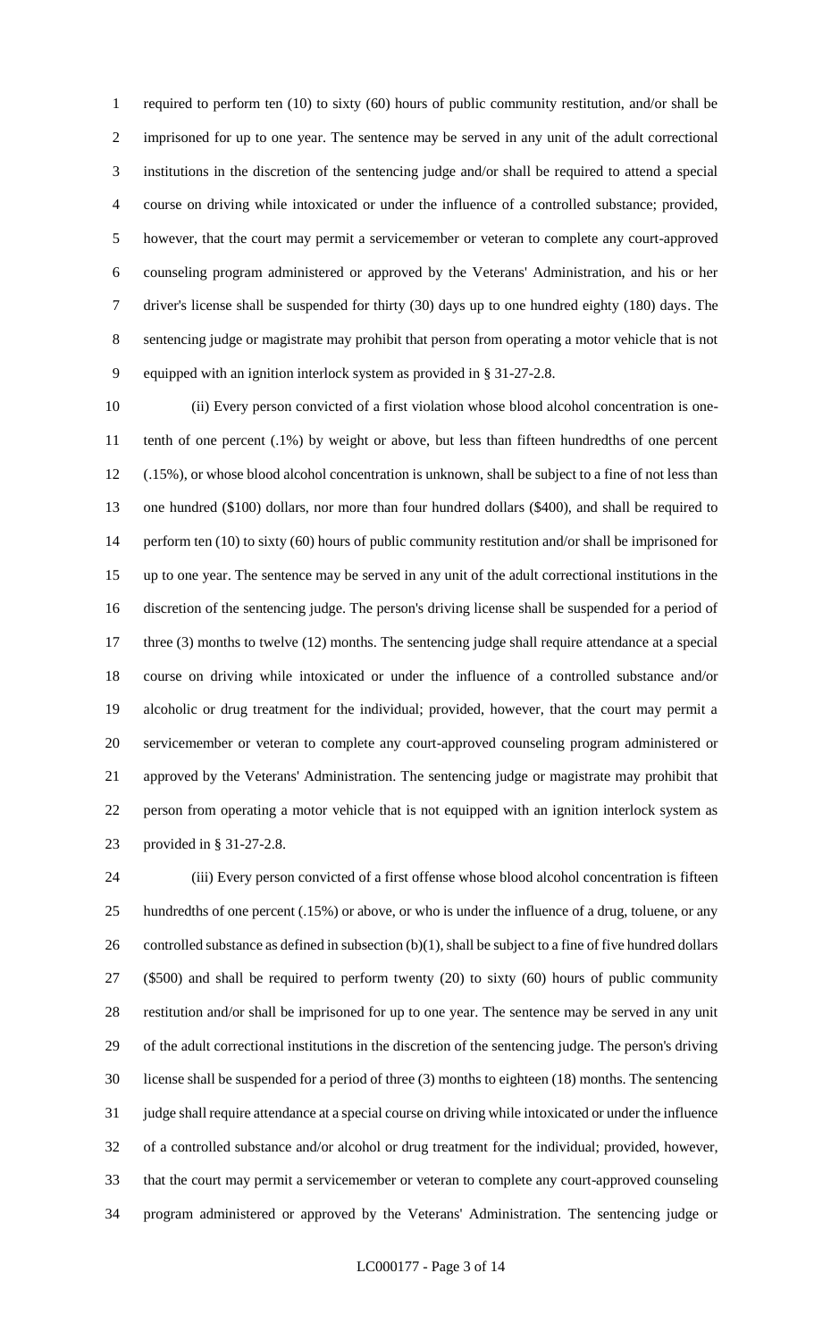required to perform ten (10) to sixty (60) hours of public community restitution, and/or shall be imprisoned for up to one year. The sentence may be served in any unit of the adult correctional institutions in the discretion of the sentencing judge and/or shall be required to attend a special course on driving while intoxicated or under the influence of a controlled substance; provided, however, that the court may permit a servicemember or veteran to complete any court-approved counseling program administered or approved by the Veterans' Administration, and his or her driver's license shall be suspended for thirty (30) days up to one hundred eighty (180) days. The sentencing judge or magistrate may prohibit that person from operating a motor vehicle that is not equipped with an ignition interlock system as provided in § 31-27-2.8.

(ii) Every person convicted of a first violation whose blood alcohol concentration is one-tenth of one percent (.1%) by weight or above, but less than fifteen hundredths of one percent (.15%), or whose blood alcohol concentration is unknown, shall be subject to a fine of not less than one hundred ($100) dollars, nor more than four hundred dollars ($400), and shall be required to perform ten (10) to sixty (60) hours of public community restitution and/or shall be imprisoned for up to one year. The sentence may be served in any unit of the adult correctional institutions in the discretion of the sentencing judge. The person's driving license shall be suspended for a period of three (3) months to twelve (12) months. The sentencing judge shall require attendance at a special course on driving while intoxicated or under the influence of a controlled substance and/or alcoholic or drug treatment for the individual; provided, however, that the court may permit a servicemember or veteran to complete any court-approved counseling program administered or approved by the Veterans' Administration. The sentencing judge or magistrate may prohibit that person from operating a motor vehicle that is not equipped with an ignition interlock system as provided in § 31-27-2.8.

(iii) Every person convicted of a first offense whose blood alcohol concentration is fifteen hundredths of one percent (.15%) or above, or who is under the influence of a drug, toluene, or any controlled substance as defined in subsection (b)(1), shall be subject to a fine of five hundred dollars ($500) and shall be required to perform twenty (20) to sixty (60) hours of public community restitution and/or shall be imprisoned for up to one year. The sentence may be served in any unit of the adult correctional institutions in the discretion of the sentencing judge. The person's driving license shall be suspended for a period of three (3) months to eighteen (18) months. The sentencing judge shall require attendance at a special course on driving while intoxicated or under the influence of a controlled substance and/or alcohol or drug treatment for the individual; provided, however, that the court may permit a servicemember or veteran to complete any court-approved counseling program administered or approved by the Veterans' Administration. The sentencing judge or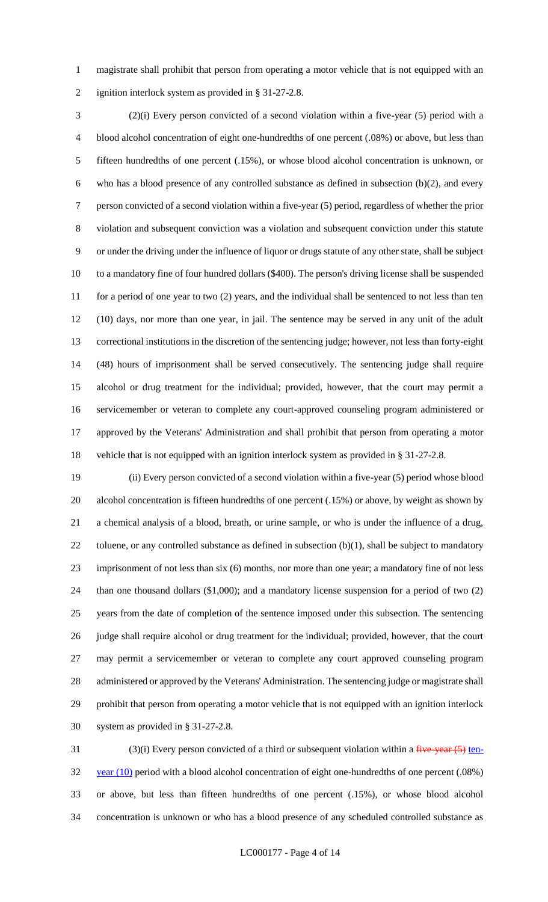magistrate shall prohibit that person from operating a motor vehicle that is not equipped with an ignition interlock system as provided in § 31-27-2.8.

(2)(i) Every person convicted of a second violation within a five-year (5) period with a blood alcohol concentration of eight one-hundredths of one percent (.08%) or above, but less than fifteen hundredths of one percent (.15%), or whose blood alcohol concentration is unknown, or who has a blood presence of any controlled substance as defined in subsection (b)(2), and every person convicted of a second violation within a five-year (5) period, regardless of whether the prior violation and subsequent conviction was a violation and subsequent conviction under this statute or under the driving under the influence of liquor or drugs statute of any other state, shall be subject to a mandatory fine of four hundred dollars ($400). The person's driving license shall be suspended for a period of one year to two (2) years, and the individual shall be sentenced to not less than ten (10) days, nor more than one year, in jail. The sentence may be served in any unit of the adult correctional institutions in the discretion of the sentencing judge; however, not less than forty-eight (48) hours of imprisonment shall be served consecutively. The sentencing judge shall require alcohol or drug treatment for the individual; provided, however, that the court may permit a servicemember or veteran to complete any court-approved counseling program administered or approved by the Veterans' Administration and shall prohibit that person from operating a motor vehicle that is not equipped with an ignition interlock system as provided in § 31-27-2.8.

(ii) Every person convicted of a second violation within a five-year (5) period whose blood alcohol concentration is fifteen hundredths of one percent (.15%) or above, by weight as shown by a chemical analysis of a blood, breath, or urine sample, or who is under the influence of a drug, toluene, or any controlled substance as defined in subsection (b)(1), shall be subject to mandatory imprisonment of not less than six (6) months, nor more than one year; a mandatory fine of not less than one thousand dollars ($1,000); and a mandatory license suspension for a period of two (2) years from the date of completion of the sentence imposed under this subsection. The sentencing judge shall require alcohol or drug treatment for the individual; provided, however, that the court may permit a servicemember or veteran to complete any court approved counseling program administered or approved by the Veterans' Administration. The sentencing judge or magistrate shall prohibit that person from operating a motor vehicle that is not equipped with an ignition interlock system as provided in § 31-27-2.8.

(3)(i) Every person convicted of a third or subsequent violation within a ~~five-year (5)~~ ten-year (10) period with a blood alcohol concentration of eight one-hundredths of one percent (.08%) or above, but less than fifteen hundredths of one percent (.15%), or whose blood alcohol concentration is unknown or who has a blood presence of any scheduled controlled substance as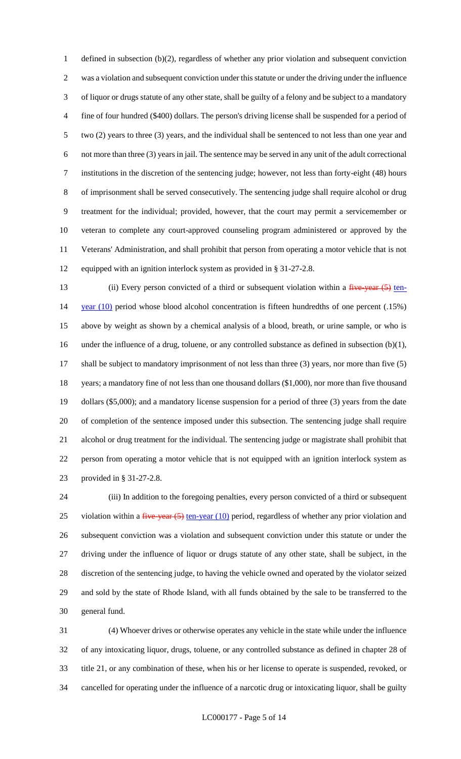defined in subsection (b)(2), regardless of whether any prior violation and subsequent conviction was a violation and subsequent conviction under this statute or under the driving under the influence of liquor or drugs statute of any other state, shall be guilty of a felony and be subject to a mandatory fine of four hundred ($400) dollars. The person's driving license shall be suspended for a period of two (2) years to three (3) years, and the individual shall be sentenced to not less than one year and not more than three (3) years in jail. The sentence may be served in any unit of the adult correctional institutions in the discretion of the sentencing judge; however, not less than forty-eight (48) hours of imprisonment shall be served consecutively. The sentencing judge shall require alcohol or drug treatment for the individual; provided, however, that the court may permit a servicemember or veteran to complete any court-approved counseling program administered or approved by the Veterans' Administration, and shall prohibit that person from operating a motor vehicle that is not equipped with an ignition interlock system as provided in § 31-27-2.8.

(ii) Every person convicted of a third or subsequent violation within a ~~five-year (5)~~ ten-year (10) period whose blood alcohol concentration is fifteen hundredths of one percent (.15%) above by weight as shown by a chemical analysis of a blood, breath, or urine sample, or who is under the influence of a drug, toluene, or any controlled substance as defined in subsection (b)(1), shall be subject to mandatory imprisonment of not less than three (3) years, nor more than five (5) years; a mandatory fine of not less than one thousand dollars ($1,000), nor more than five thousand dollars ($5,000); and a mandatory license suspension for a period of three (3) years from the date of completion of the sentence imposed under this subsection. The sentencing judge shall require alcohol or drug treatment for the individual. The sentencing judge or magistrate shall prohibit that person from operating a motor vehicle that is not equipped with an ignition interlock system as provided in § 31-27-2.8.

(iii) In addition to the foregoing penalties, every person convicted of a third or subsequent violation within a ~~five-year (5)~~ ten-year (10) period, regardless of whether any prior violation and subsequent conviction was a violation and subsequent conviction under this statute or under the driving under the influence of liquor or drugs statute of any other state, shall be subject, in the discretion of the sentencing judge, to having the vehicle owned and operated by the violator seized and sold by the state of Rhode Island, with all funds obtained by the sale to be transferred to the general fund.

(4) Whoever drives or otherwise operates any vehicle in the state while under the influence of any intoxicating liquor, drugs, toluene, or any controlled substance as defined in chapter 28 of title 21, or any combination of these, when his or her license to operate is suspended, revoked, or cancelled for operating under the influence of a narcotic drug or intoxicating liquor, shall be guilty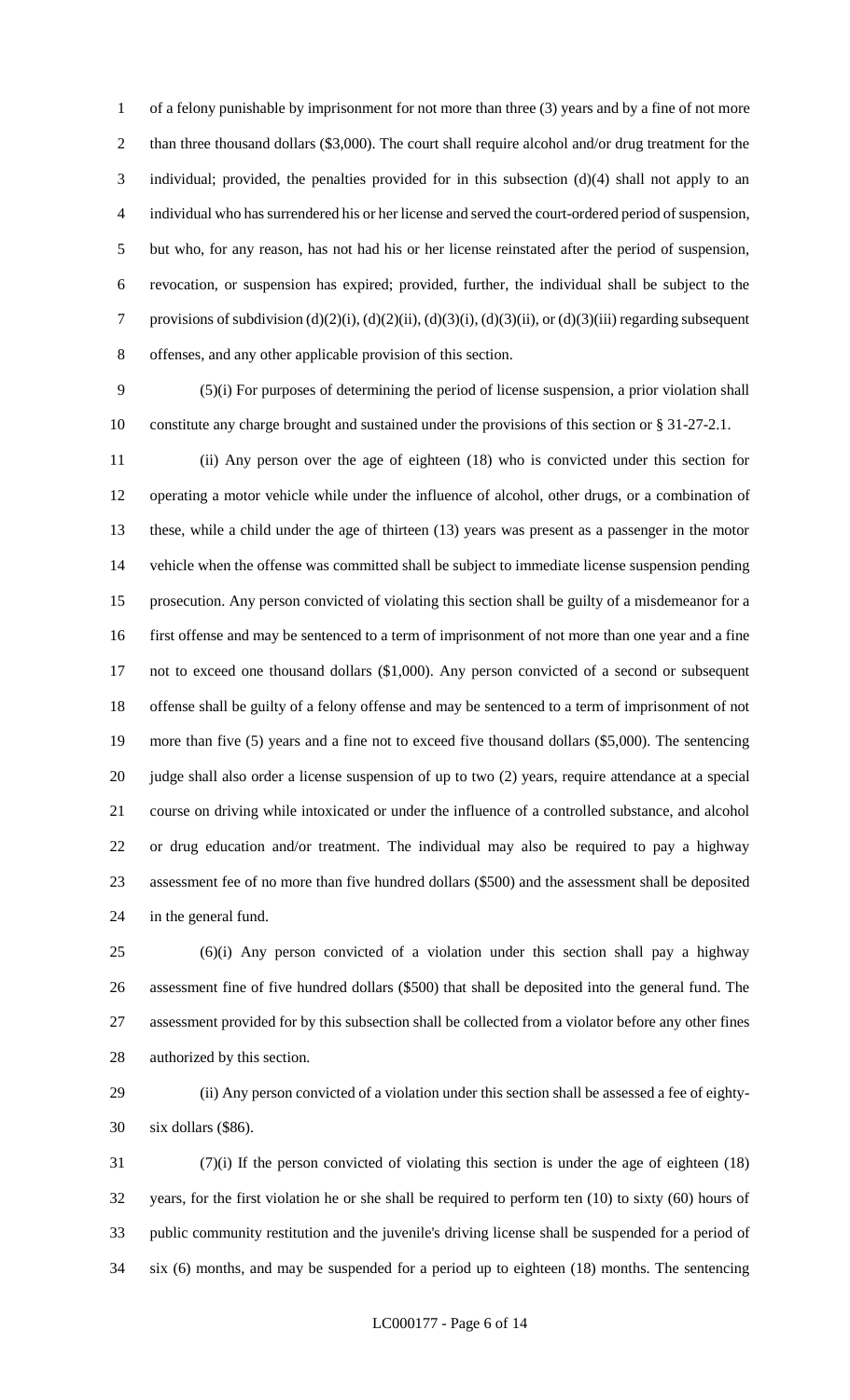of a felony punishable by imprisonment for not more than three (3) years and by a fine of not more than three thousand dollars ($3,000). The court shall require alcohol and/or drug treatment for the individual; provided, the penalties provided for in this subsection (d)(4) shall not apply to an individual who has surrendered his or her license and served the court-ordered period of suspension, but who, for any reason, has not had his or her license reinstated after the period of suspension, revocation, or suspension has expired; provided, further, the individual shall be subject to the provisions of subdivision (d)(2)(i), (d)(2)(ii), (d)(3)(i), (d)(3)(ii), or (d)(3)(iii) regarding subsequent offenses, and any other applicable provision of this section.

(5)(i) For purposes of determining the period of license suspension, a prior violation shall constitute any charge brought and sustained under the provisions of this section or § 31-27-2.1.

(ii) Any person over the age of eighteen (18) who is convicted under this section for operating a motor vehicle while under the influence of alcohol, other drugs, or a combination of these, while a child under the age of thirteen (13) years was present as a passenger in the motor vehicle when the offense was committed shall be subject to immediate license suspension pending prosecution. Any person convicted of violating this section shall be guilty of a misdemeanor for a first offense and may be sentenced to a term of imprisonment of not more than one year and a fine not to exceed one thousand dollars ($1,000). Any person convicted of a second or subsequent offense shall be guilty of a felony offense and may be sentenced to a term of imprisonment of not more than five (5) years and a fine not to exceed five thousand dollars ($5,000). The sentencing judge shall also order a license suspension of up to two (2) years, require attendance at a special course on driving while intoxicated or under the influence of a controlled substance, and alcohol or drug education and/or treatment. The individual may also be required to pay a highway assessment fee of no more than five hundred dollars ($500) and the assessment shall be deposited in the general fund.

(6)(i) Any person convicted of a violation under this section shall pay a highway assessment fine of five hundred dollars ($500) that shall be deposited into the general fund. The assessment provided for by this subsection shall be collected from a violator before any other fines authorized by this section.

(ii) Any person convicted of a violation under this section shall be assessed a fee of eighty-six dollars ($86).

(7)(i) If the person convicted of violating this section is under the age of eighteen (18) years, for the first violation he or she shall be required to perform ten (10) to sixty (60) hours of public community restitution and the juvenile's driving license shall be suspended for a period of six (6) months, and may be suspended for a period up to eighteen (18) months. The sentencing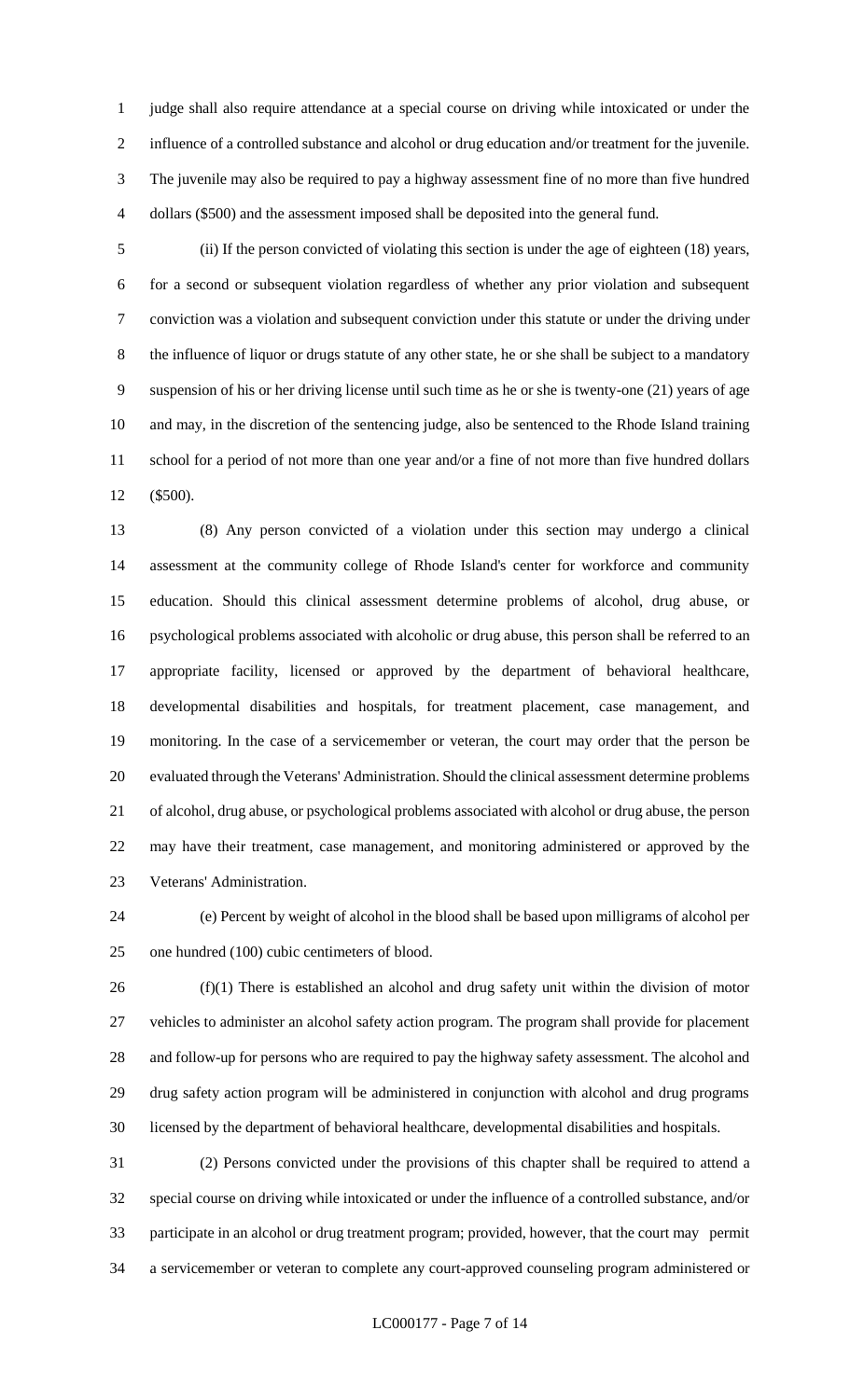judge shall also require attendance at a special course on driving while intoxicated or under the influence of a controlled substance and alcohol or drug education and/or treatment for the juvenile. The juvenile may also be required to pay a highway assessment fine of no more than five hundred dollars ($500) and the assessment imposed shall be deposited into the general fund.

(ii) If the person convicted of violating this section is under the age of eighteen (18) years, for a second or subsequent violation regardless of whether any prior violation and subsequent conviction was a violation and subsequent conviction under this statute or under the driving under the influence of liquor or drugs statute of any other state, he or she shall be subject to a mandatory suspension of his or her driving license until such time as he or she is twenty-one (21) years of age and may, in the discretion of the sentencing judge, also be sentenced to the Rhode Island training school for a period of not more than one year and/or a fine of not more than five hundred dollars ($500).

(8) Any person convicted of a violation under this section may undergo a clinical assessment at the community college of Rhode Island's center for workforce and community education. Should this clinical assessment determine problems of alcohol, drug abuse, or psychological problems associated with alcoholic or drug abuse, this person shall be referred to an appropriate facility, licensed or approved by the department of behavioral healthcare, developmental disabilities and hospitals, for treatment placement, case management, and monitoring. In the case of a servicemember or veteran, the court may order that the person be evaluated through the Veterans' Administration. Should the clinical assessment determine problems of alcohol, drug abuse, or psychological problems associated with alcohol or drug abuse, the person may have their treatment, case management, and monitoring administered or approved by the Veterans' Administration.

(e) Percent by weight of alcohol in the blood shall be based upon milligrams of alcohol per one hundred (100) cubic centimeters of blood.

(f)(1) There is established an alcohol and drug safety unit within the division of motor vehicles to administer an alcohol safety action program. The program shall provide for placement and follow-up for persons who are required to pay the highway safety assessment. The alcohol and drug safety action program will be administered in conjunction with alcohol and drug programs licensed by the department of behavioral healthcare, developmental disabilities and hospitals.

(2) Persons convicted under the provisions of this chapter shall be required to attend a special course on driving while intoxicated or under the influence of a controlled substance, and/or participate in an alcohol or drug treatment program; provided, however, that the court may permit a servicemember or veteran to complete any court-approved counseling program administered or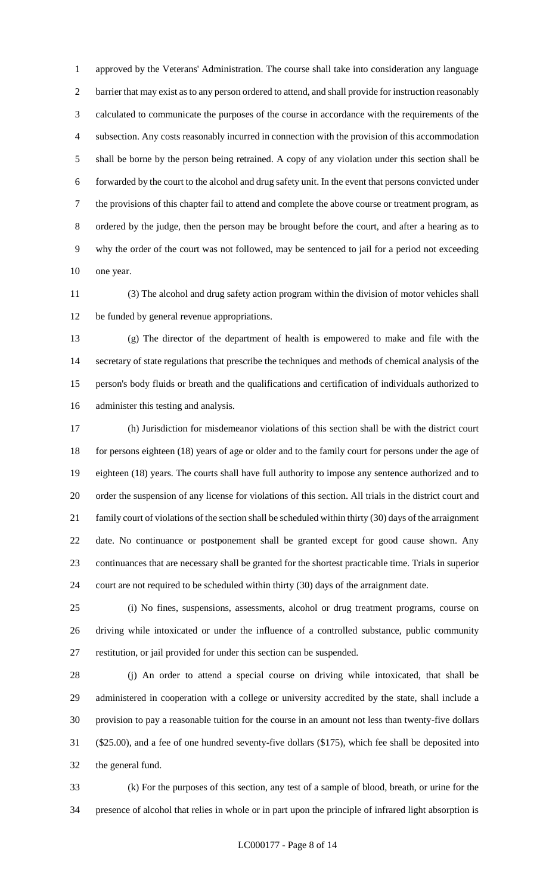approved by the Veterans' Administration. The course shall take into consideration any language barrier that may exist as to any person ordered to attend, and shall provide for instruction reasonably calculated to communicate the purposes of the course in accordance with the requirements of the subsection. Any costs reasonably incurred in connection with the provision of this accommodation shall be borne by the person being retrained. A copy of any violation under this section shall be forwarded by the court to the alcohol and drug safety unit. In the event that persons convicted under the provisions of this chapter fail to attend and complete the above course or treatment program, as ordered by the judge, then the person may be brought before the court, and after a hearing as to why the order of the court was not followed, may be sentenced to jail for a period not exceeding one year.

(3) The alcohol and drug safety action program within the division of motor vehicles shall be funded by general revenue appropriations.

(g) The director of the department of health is empowered to make and file with the secretary of state regulations that prescribe the techniques and methods of chemical analysis of the person's body fluids or breath and the qualifications and certification of individuals authorized to administer this testing and analysis.

(h) Jurisdiction for misdemeanor violations of this section shall be with the district court for persons eighteen (18) years of age or older and to the family court for persons under the age of eighteen (18) years. The courts shall have full authority to impose any sentence authorized and to order the suspension of any license for violations of this section. All trials in the district court and family court of violations of the section shall be scheduled within thirty (30) days of the arraignment date. No continuance or postponement shall be granted except for good cause shown. Any continuances that are necessary shall be granted for the shortest practicable time. Trials in superior court are not required to be scheduled within thirty (30) days of the arraignment date.

(i) No fines, suspensions, assessments, alcohol or drug treatment programs, course on driving while intoxicated or under the influence of a controlled substance, public community restitution, or jail provided for under this section can be suspended.

(j) An order to attend a special course on driving while intoxicated, that shall be administered in cooperation with a college or university accredited by the state, shall include a provision to pay a reasonable tuition for the course in an amount not less than twenty-five dollars ($25.00), and a fee of one hundred seventy-five dollars ($175), which fee shall be deposited into the general fund.

(k) For the purposes of this section, any test of a sample of blood, breath, or urine for the presence of alcohol that relies in whole or in part upon the principle of infrared light absorption is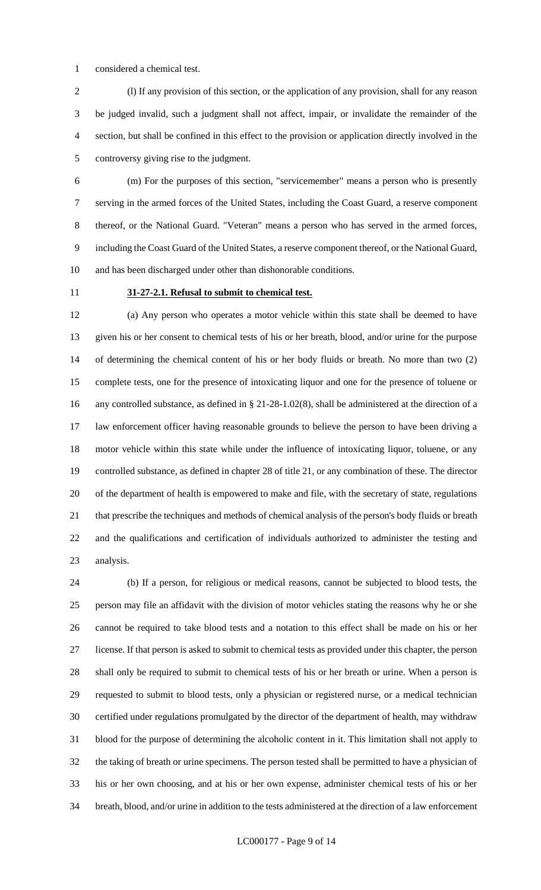considered a chemical test.

(l) If any provision of this section, or the application of any provision, shall for any reason be judged invalid, such a judgment shall not affect, impair, or invalidate the remainder of the section, but shall be confined in this effect to the provision or application directly involved in the controversy giving rise to the judgment.

(m) For the purposes of this section, "servicemember" means a person who is presently serving in the armed forces of the United States, including the Coast Guard, a reserve component thereof, or the National Guard. "Veteran" means a person who has served in the armed forces, including the Coast Guard of the United States, a reserve component thereof, or the National Guard, and has been discharged under other than dishonorable conditions.

**31-27-2.1. Refusal to submit to chemical test.**

(a) Any person who operates a motor vehicle within this state shall be deemed to have given his or her consent to chemical tests of his or her breath, blood, and/or urine for the purpose of determining the chemical content of his or her body fluids or breath. No more than two (2) complete tests, one for the presence of intoxicating liquor and one for the presence of toluene or any controlled substance, as defined in § 21-28-1.02(8), shall be administered at the direction of a law enforcement officer having reasonable grounds to believe the person to have been driving a motor vehicle within this state while under the influence of intoxicating liquor, toluene, or any controlled substance, as defined in chapter 28 of title 21, or any combination of these. The director of the department of health is empowered to make and file, with the secretary of state, regulations that prescribe the techniques and methods of chemical analysis of the person's body fluids or breath and the qualifications and certification of individuals authorized to administer the testing and analysis.

(b) If a person, for religious or medical reasons, cannot be subjected to blood tests, the person may file an affidavit with the division of motor vehicles stating the reasons why he or she cannot be required to take blood tests and a notation to this effect shall be made on his or her license. If that person is asked to submit to chemical tests as provided under this chapter, the person shall only be required to submit to chemical tests of his or her breath or urine. When a person is requested to submit to blood tests, only a physician or registered nurse, or a medical technician certified under regulations promulgated by the director of the department of health, may withdraw blood for the purpose of determining the alcoholic content in it. This limitation shall not apply to the taking of breath or urine specimens. The person tested shall be permitted to have a physician of his or her own choosing, and at his or her own expense, administer chemical tests of his or her breath, blood, and/or urine in addition to the tests administered at the direction of a law enforcement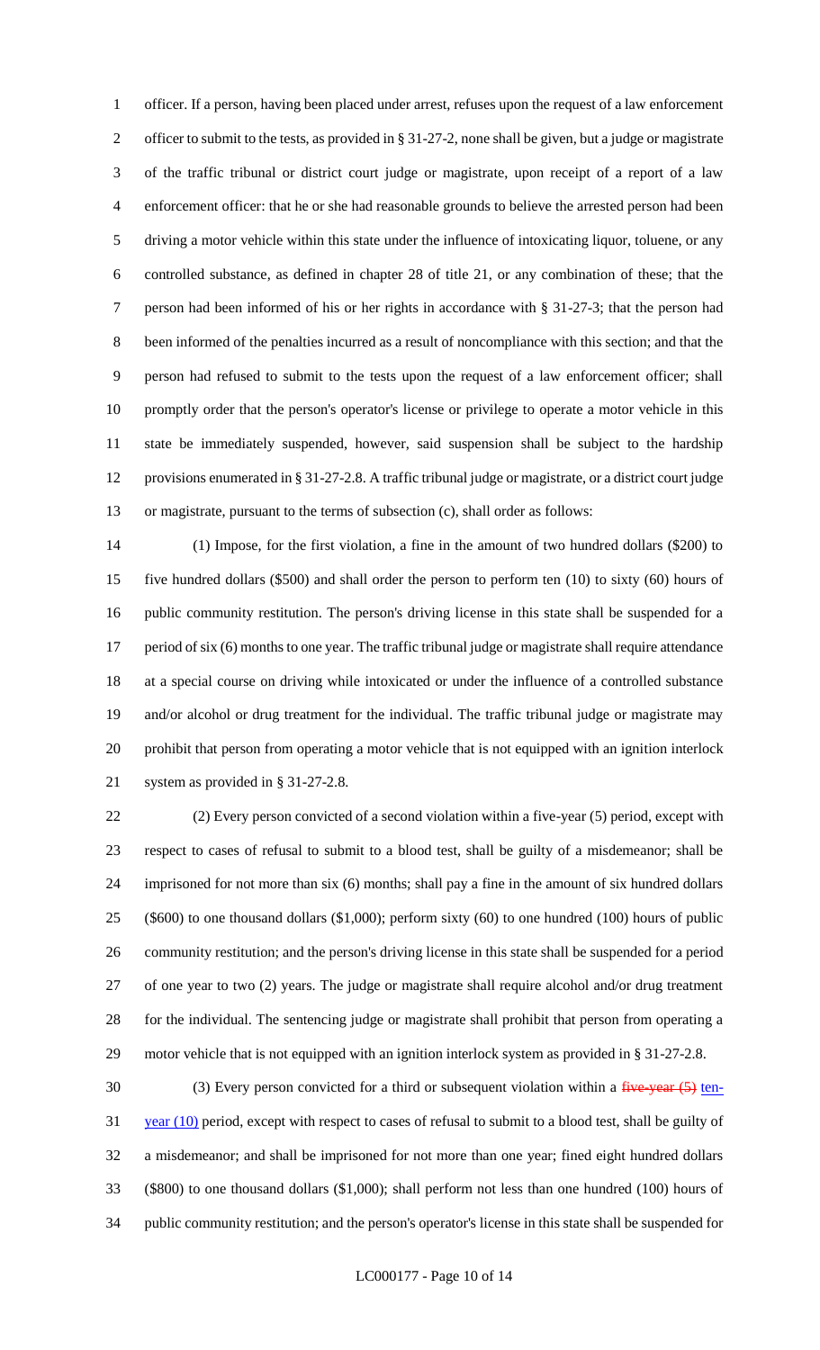officer. If a person, having been placed under arrest, refuses upon the request of a law enforcement officer to submit to the tests, as provided in § 31-27-2, none shall be given, but a judge or magistrate of the traffic tribunal or district court judge or magistrate, upon receipt of a report of a law enforcement officer: that he or she had reasonable grounds to believe the arrested person had been driving a motor vehicle within this state under the influence of intoxicating liquor, toluene, or any controlled substance, as defined in chapter 28 of title 21, or any combination of these; that the person had been informed of his or her rights in accordance with § 31-27-3; that the person had been informed of the penalties incurred as a result of noncompliance with this section; and that the person had refused to submit to the tests upon the request of a law enforcement officer; shall promptly order that the person's operator's license or privilege to operate a motor vehicle in this state be immediately suspended, however, said suspension shall be subject to the hardship provisions enumerated in § 31-27-2.8. A traffic tribunal judge or magistrate, or a district court judge or magistrate, pursuant to the terms of subsection (c), shall order as follows:

(1) Impose, for the first violation, a fine in the amount of two hundred dollars ($200) to five hundred dollars ($500) and shall order the person to perform ten (10) to sixty (60) hours of public community restitution. The person's driving license in this state shall be suspended for a period of six (6) months to one year. The traffic tribunal judge or magistrate shall require attendance at a special course on driving while intoxicated or under the influence of a controlled substance and/or alcohol or drug treatment for the individual. The traffic tribunal judge or magistrate may prohibit that person from operating a motor vehicle that is not equipped with an ignition interlock system as provided in § 31-27-2.8.

(2) Every person convicted of a second violation within a five-year (5) period, except with respect to cases of refusal to submit to a blood test, shall be guilty of a misdemeanor; shall be imprisoned for not more than six (6) months; shall pay a fine in the amount of six hundred dollars ($600) to one thousand dollars ($1,000); perform sixty (60) to one hundred (100) hours of public community restitution; and the person's driving license in this state shall be suspended for a period of one year to two (2) years. The judge or magistrate shall require alcohol and/or drug treatment for the individual. The sentencing judge or magistrate shall prohibit that person from operating a motor vehicle that is not equipped with an ignition interlock system as provided in § 31-27-2.8.

(3) Every person convicted for a third or subsequent violation within a ~~five-year (5)~~ ten-year (10) period, except with respect to cases of refusal to submit to a blood test, shall be guilty of a misdemeanor; and shall be imprisoned for not more than one year; fined eight hundred dollars ($800) to one thousand dollars ($1,000); shall perform not less than one hundred (100) hours of public community restitution; and the person's operator's license in this state shall be suspended for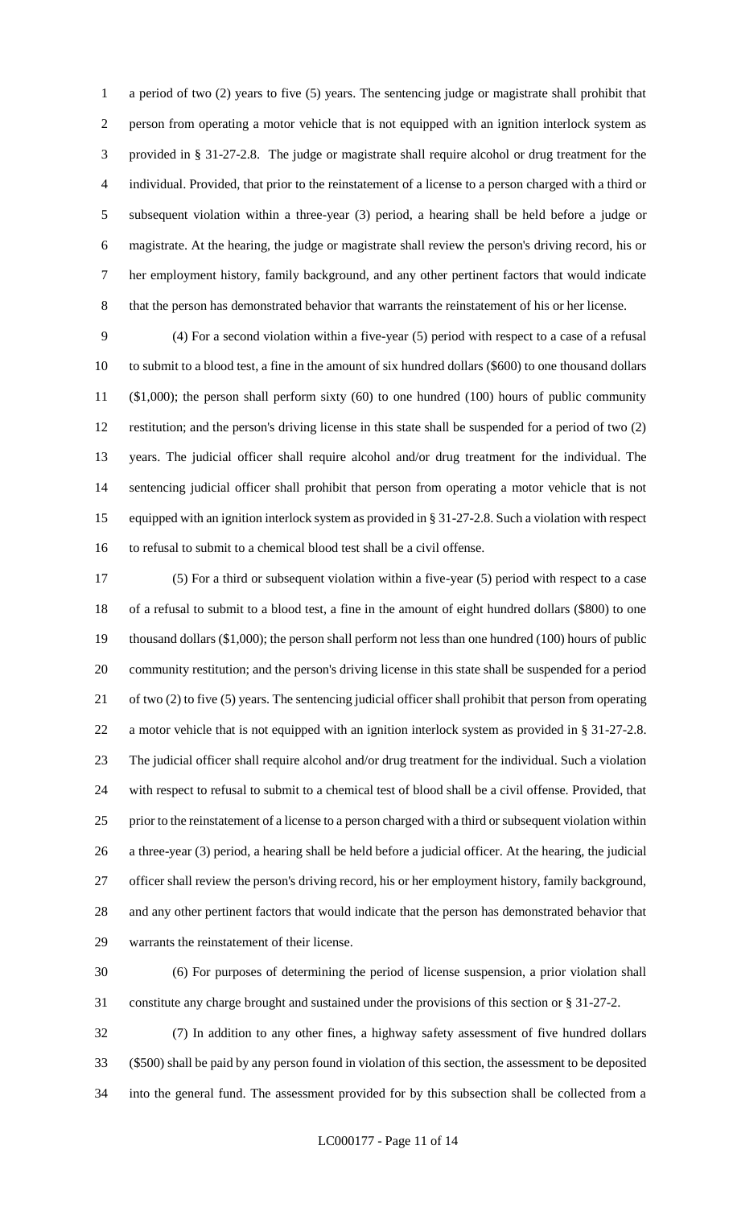a period of two (2) years to five (5) years. The sentencing judge or magistrate shall prohibit that person from operating a motor vehicle that is not equipped with an ignition interlock system as provided in § 31-27-2.8. The judge or magistrate shall require alcohol or drug treatment for the individual. Provided, that prior to the reinstatement of a license to a person charged with a third or subsequent violation within a three-year (3) period, a hearing shall be held before a judge or magistrate. At the hearing, the judge or magistrate shall review the person's driving record, his or her employment history, family background, and any other pertinent factors that would indicate that the person has demonstrated behavior that warrants the reinstatement of his or her license.

(4) For a second violation within a five-year (5) period with respect to a case of a refusal to submit to a blood test, a fine in the amount of six hundred dollars ($600) to one thousand dollars ($1,000); the person shall perform sixty (60) to one hundred (100) hours of public community restitution; and the person's driving license in this state shall be suspended for a period of two (2) years. The judicial officer shall require alcohol and/or drug treatment for the individual. The sentencing judicial officer shall prohibit that person from operating a motor vehicle that is not equipped with an ignition interlock system as provided in § 31-27-2.8. Such a violation with respect to refusal to submit to a chemical blood test shall be a civil offense.

(5) For a third or subsequent violation within a five-year (5) period with respect to a case of a refusal to submit to a blood test, a fine in the amount of eight hundred dollars ($800) to one thousand dollars ($1,000); the person shall perform not less than one hundred (100) hours of public community restitution; and the person's driving license in this state shall be suspended for a period of two (2) to five (5) years. The sentencing judicial officer shall prohibit that person from operating a motor vehicle that is not equipped with an ignition interlock system as provided in § 31-27-2.8. The judicial officer shall require alcohol and/or drug treatment for the individual. Such a violation with respect to refusal to submit to a chemical test of blood shall be a civil offense. Provided, that prior to the reinstatement of a license to a person charged with a third or subsequent violation within a three-year (3) period, a hearing shall be held before a judicial officer. At the hearing, the judicial officer shall review the person's driving record, his or her employment history, family background, and any other pertinent factors that would indicate that the person has demonstrated behavior that warrants the reinstatement of their license.

(6) For purposes of determining the period of license suspension, a prior violation shall constitute any charge brought and sustained under the provisions of this section or § 31-27-2.

(7) In addition to any other fines, a highway safety assessment of five hundred dollars ($500) shall be paid by any person found in violation of this section, the assessment to be deposited into the general fund. The assessment provided for by this subsection shall be collected from a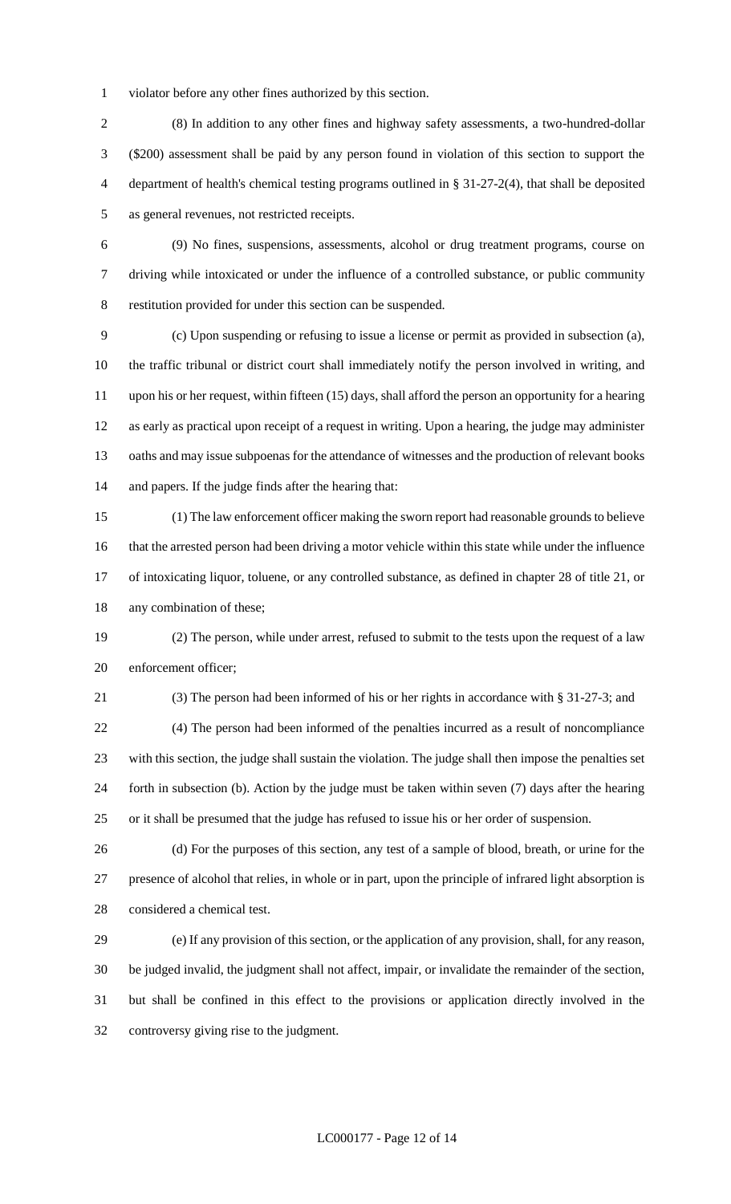violator before any other fines authorized by this section.

(8) In addition to any other fines and highway safety assessments, a two-hundred-dollar ($200) assessment shall be paid by any person found in violation of this section to support the department of health's chemical testing programs outlined in § 31-27-2(4), that shall be deposited as general revenues, not restricted receipts.

(9) No fines, suspensions, assessments, alcohol or drug treatment programs, course on driving while intoxicated or under the influence of a controlled substance, or public community restitution provided for under this section can be suspended.

(c) Upon suspending or refusing to issue a license or permit as provided in subsection (a), the traffic tribunal or district court shall immediately notify the person involved in writing, and upon his or her request, within fifteen (15) days, shall afford the person an opportunity for a hearing as early as practical upon receipt of a request in writing. Upon a hearing, the judge may administer oaths and may issue subpoenas for the attendance of witnesses and the production of relevant books and papers. If the judge finds after the hearing that:

(1) The law enforcement officer making the sworn report had reasonable grounds to believe that the arrested person had been driving a motor vehicle within this state while under the influence of intoxicating liquor, toluene, or any controlled substance, as defined in chapter 28 of title 21, or any combination of these;

(2) The person, while under arrest, refused to submit to the tests upon the request of a law enforcement officer;

(3) The person had been informed of his or her rights in accordance with § 31-27-3; and

(4) The person had been informed of the penalties incurred as a result of noncompliance with this section, the judge shall sustain the violation. The judge shall then impose the penalties set forth in subsection (b). Action by the judge must be taken within seven (7) days after the hearing or it shall be presumed that the judge has refused to issue his or her order of suspension.

(d) For the purposes of this section, any test of a sample of blood, breath, or urine for the presence of alcohol that relies, in whole or in part, upon the principle of infrared light absorption is considered a chemical test.

(e) If any provision of this section, or the application of any provision, shall, for any reason, be judged invalid, the judgment shall not affect, impair, or invalidate the remainder of the section, but shall be confined in this effect to the provisions or application directly involved in the controversy giving rise to the judgment.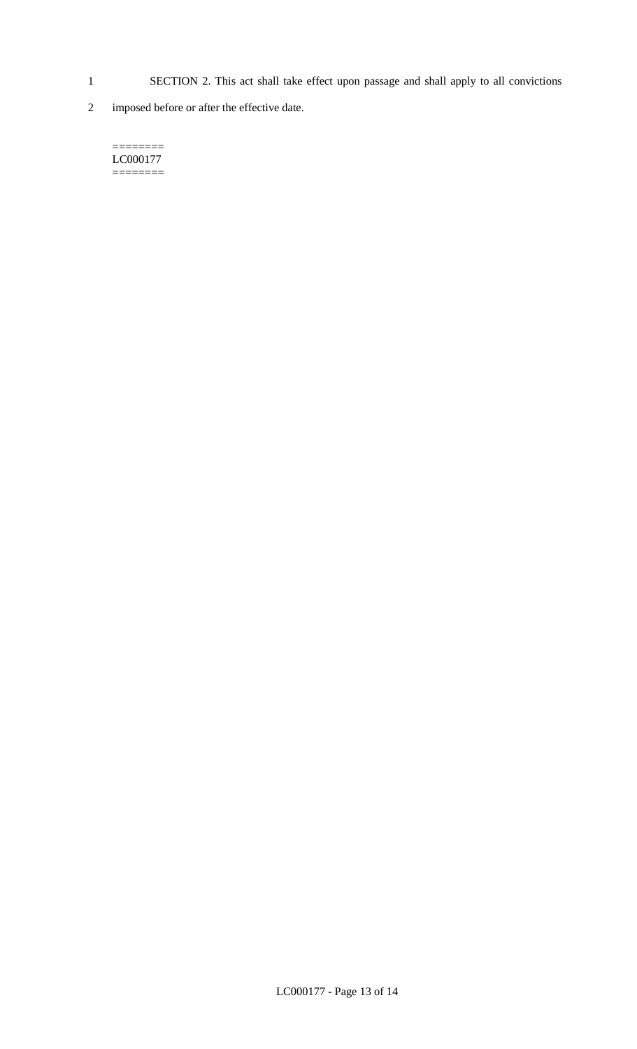SECTION 2. This act shall take effect upon passage and shall apply to all convictions imposed before or after the effective date.

========
LC000177
========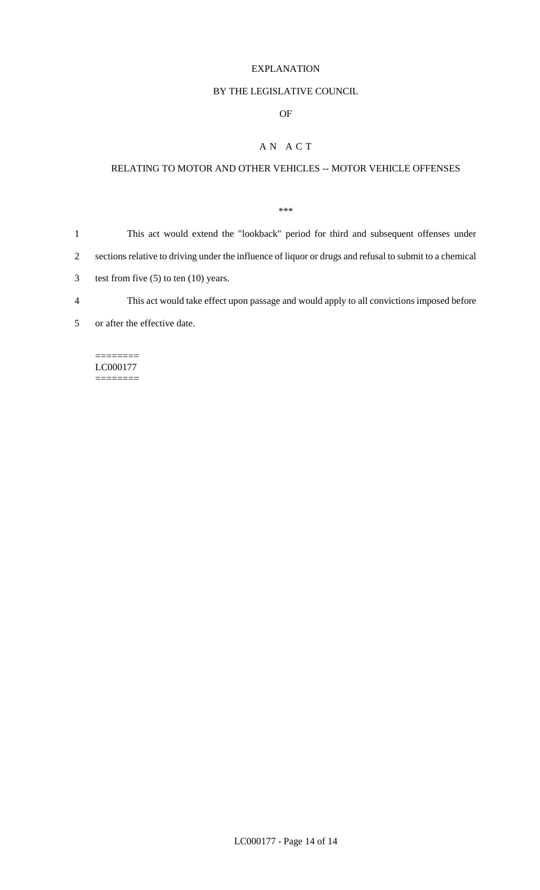EXPLANATION

BY THE LEGISLATIVE COUNCIL

OF

A N A C T

RELATING TO MOTOR AND OTHER VEHICLES -- MOTOR VEHICLE OFFENSES

***

This act would extend the "lookback" period for third and subsequent offenses under sections relative to driving under the influence of liquor or drugs and refusal to submit to a chemical test from five (5) to ten (10) years.

This act would take effect upon passage and would apply to all convictions imposed before or after the effective date.

========
LC000177
========